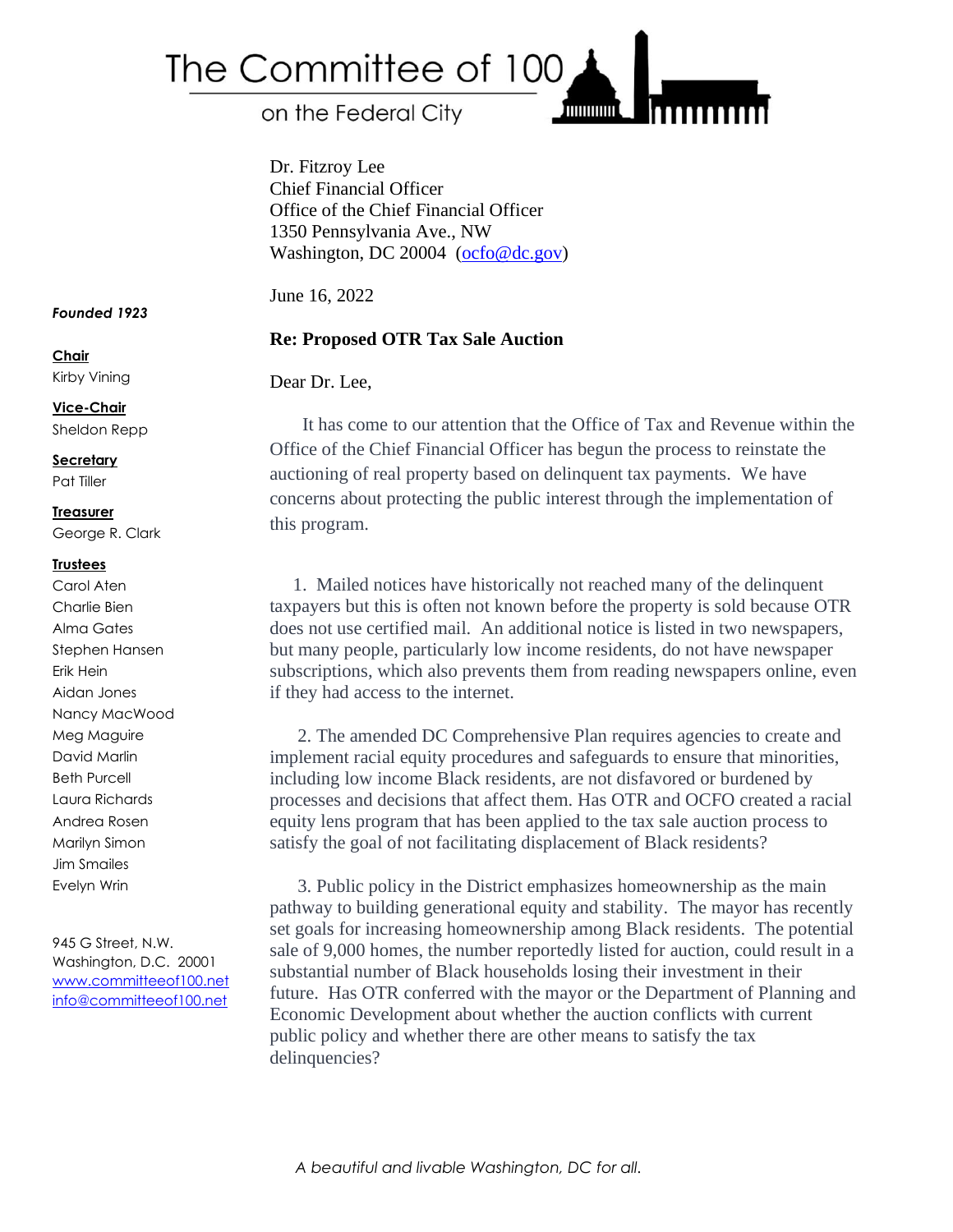# The Committee of 100

on the Federal City

*Founded 1923*

**Chair**
Kirby Vining

**Vice-Chair**
Sheldon Repp

**Secretary**
Pat Tiller

**Treasurer**
George R. Clark

**Trustees**
Carol Aten
Charlie Bien
Alma Gates
Stephen Hansen
Erik Hein
Aidan Jones
Nancy MacWood
Meg Maguire
David Marlin
Beth Purcell
Laura Richards
Andrea Rosen
Marilyn Simon
Jim Smailes
Evelyn Wrin

945 G Street, N.W.
Washington, D.C. 20001
www.committeeof100.net
info@committeeof100.net

Dr. Fitzroy Lee
Chief Financial Officer
Office of the Chief Financial Officer
1350 Pennsylvania Ave., NW
Washington, DC 20004 (ocfo@dc.gov)

June 16, 2022

**Re: Proposed OTR Tax Sale Auction**

Dear Dr. Lee,

It has come to our attention that the Office of Tax and Revenue within the Office of the Chief Financial Officer has begun the process to reinstate the auctioning of real property based on delinquent tax payments. We have concerns about protecting the public interest through the implementation of this program.

1. Mailed notices have historically not reached many of the delinquent taxpayers but this is often not known before the property is sold because OTR does not use certified mail. An additional notice is listed in two newspapers, but many people, particularly low income residents, do not have newspaper subscriptions, which also prevents them from reading newspapers online, even if they had access to the internet.

2. The amended DC Comprehensive Plan requires agencies to create and implement racial equity procedures and safeguards to ensure that minorities, including low income Black residents, are not disfavored or burdened by processes and decisions that affect them. Has OTR and OCFO created a racial equity lens program that has been applied to the tax sale auction process to satisfy the goal of not facilitating displacement of Black residents?

3. Public policy in the District emphasizes homeownership as the main pathway to building generational equity and stability. The mayor has recently set goals for increasing homeownership among Black residents. The potential sale of 9,000 homes, the number reportedly listed for auction, could result in a substantial number of Black households losing their investment in their future. Has OTR conferred with the mayor or the Department of Planning and Economic Development about whether the auction conflicts with current public policy and whether there are other means to satisfy the tax delinquencies?

*A beautiful and livable Washington, DC for all.*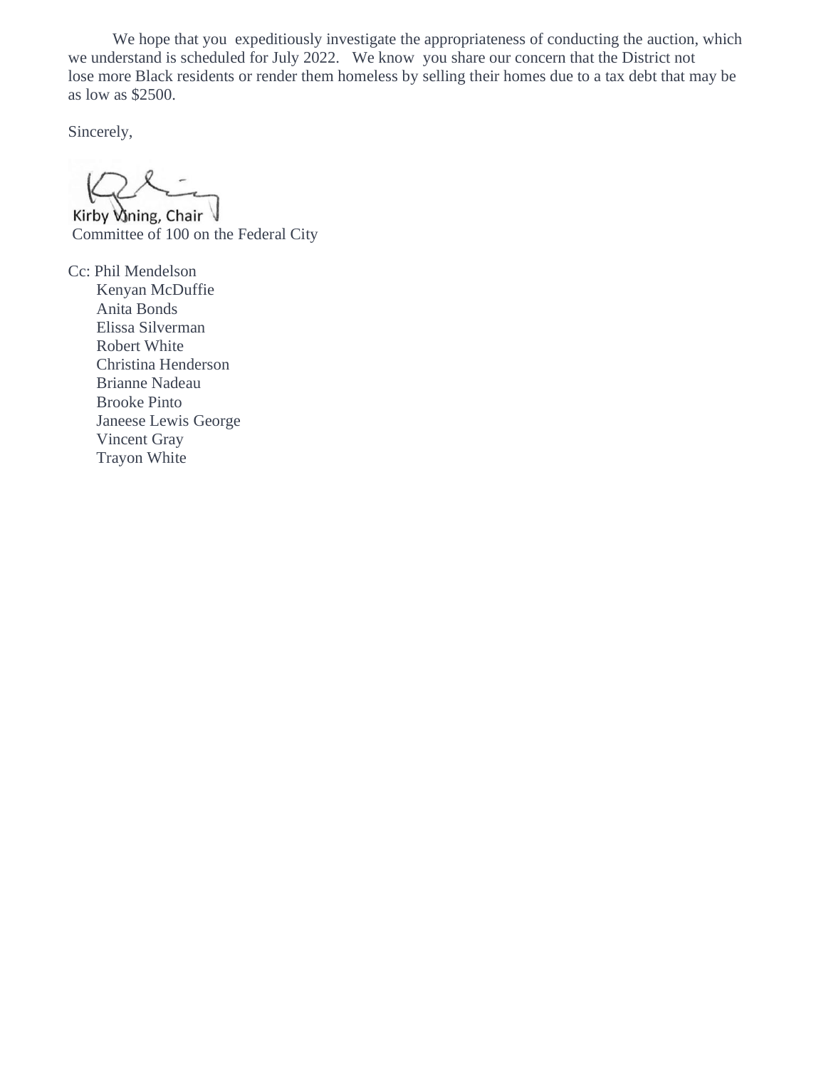We hope that you expeditiously investigate the appropriateness of conducting the auction, which we understand is scheduled for July 2022. We know you share our concern that the District not lose more Black residents or render them homeless by selling their homes due to a tax debt that may be as low as $2500.

Sincerely,

Kirby Vining, Chair
Committee of 100 on the Federal City

Cc: Phil Mendelson
Kenyan McDuffie
Anita Bonds
Elissa Silverman
Robert White
Christina Henderson
Brianne Nadeau
Brooke Pinto
Janeese Lewis George
Vincent Gray
Trayon White